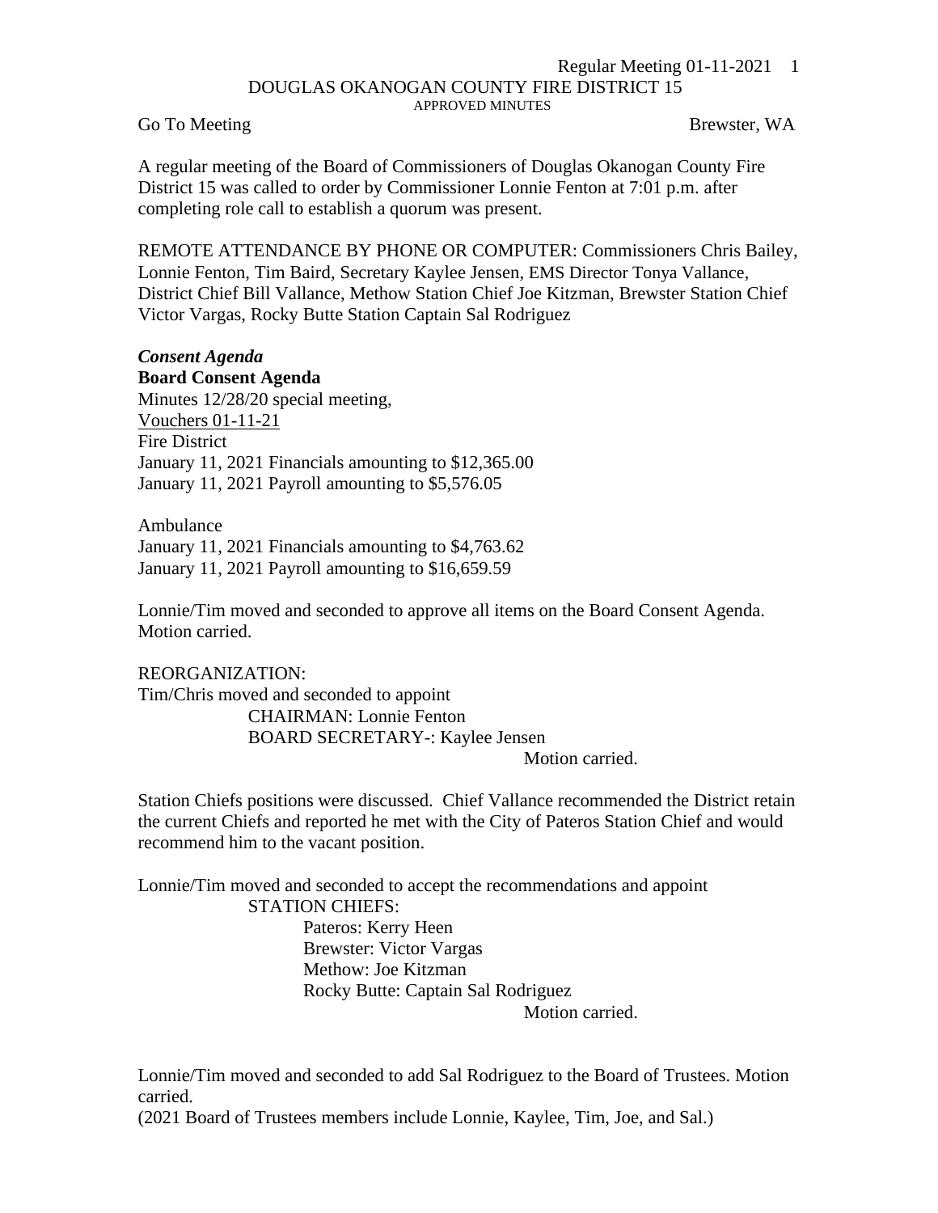# DOUGLAS OKANOGAN COUNTY FIRE DISTRICT 15

APPROVED MINUTES

Go To Meeting — Brewster, WA

A regular meeting of the Board of Commissioners of Douglas Okanogan County Fire District 15 was called to order by Commissioner Lonnie Fenton at 7:01 p.m. after completing role call to establish a quorum was present.

REMOTE ATTENDANCE BY PHONE OR COMPUTER: Commissioners Chris Bailey, Lonnie Fenton, Tim Baird, Secretary Kaylee Jensen, EMS Director Tonya Vallance, District Chief Bill Vallance, Methow Station Chief Joe Kitzman, Brewster Station Chief Victor Vargas, Rocky Butte Station Captain Sal Rodriguez

***Consent Agenda***

**Board Consent Agenda**

Minutes 12/28/20 special meeting,
<u>Vouchers 01-11-21</u>
Fire District
January 11, 2021 Financials amounting to $12,365.00
January 11, 2021 Payroll amounting to $5,576.05

Ambulance
January 11, 2021 Financials amounting to $4,763.62
January 11, 2021 Payroll amounting to $16,659.59

Lonnie/Tim moved and seconded to approve all items on the Board Consent Agenda. Motion carried.

REORGANIZATION:
Tim/Chris moved and seconded to appoint
- CHAIRMAN: Lonnie Fenton
- BOARD SECRETARY-: Kaylee Jensen

Motion carried.

Station Chiefs positions were discussed. Chief Vallance recommended the District retain the current Chiefs and reported he met with the City of Pateros Station Chief and would recommend him to the vacant position.

Lonnie/Tim moved and seconded to accept the recommendations and appoint

STATION CHIEFS:
- Pateros: Kerry Heen
- Brewster: Victor Vargas
- Methow: Joe Kitzman
- Rocky Butte: Captain Sal Rodriguez

Motion carried.

Lonnie/Tim moved and seconded to add Sal Rodriguez to the Board of Trustees. Motion carried.
(2021 Board of Trustees members include Lonnie, Kaylee, Tim, Joe, and Sal.)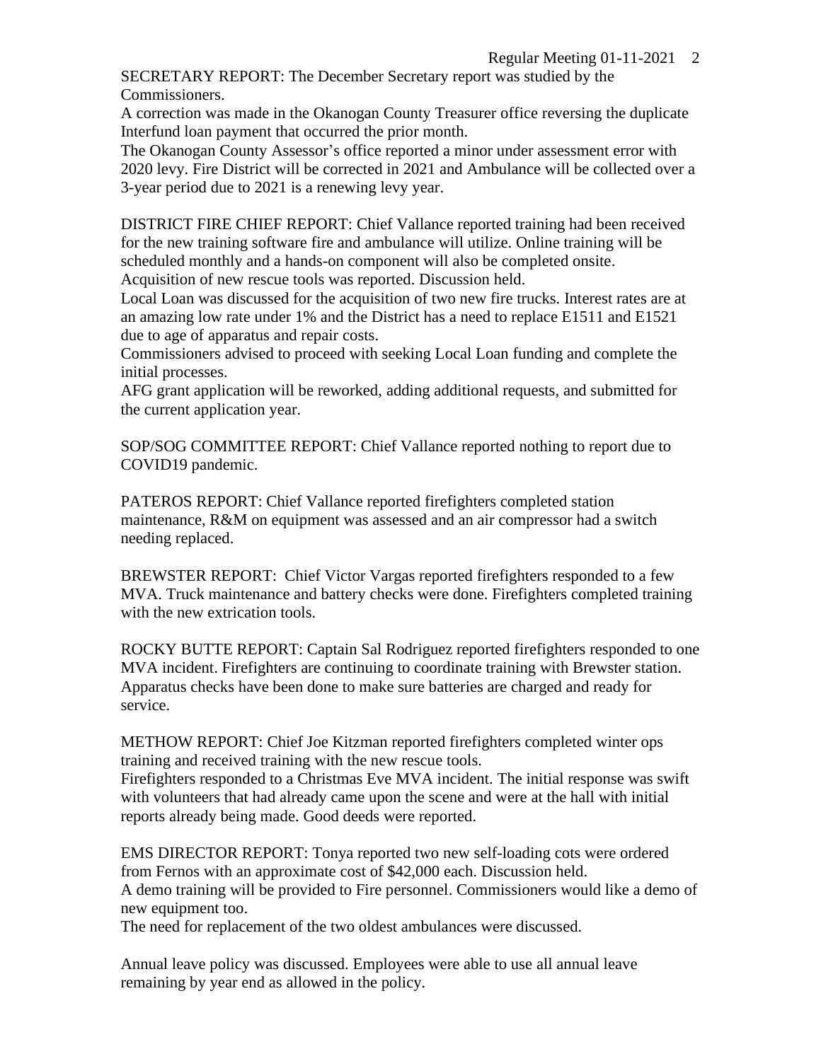SECRETARY REPORT: The December Secretary report was studied by the Commissioners.
A correction was made in the Okanogan County Treasurer office reversing the duplicate Interfund loan payment that occurred the prior month.
The Okanogan County Assessor's office reported a minor under assessment error with 2020 levy. Fire District will be corrected in 2021 and Ambulance will be collected over a 3-year period due to 2021 is a renewing levy year.

DISTRICT FIRE CHIEF REPORT: Chief Vallance reported training had been received for the new training software fire and ambulance will utilize. Online training will be scheduled monthly and a hands-on component will also be completed onsite.
Acquisition of new rescue tools was reported. Discussion held.
Local Loan was discussed for the acquisition of two new fire trucks. Interest rates are at an amazing low rate under 1% and the District has a need to replace E1511 and E1521 due to age of apparatus and repair costs.
Commissioners advised to proceed with seeking Local Loan funding and complete the initial processes.
AFG grant application will be reworked, adding additional requests, and submitted for the current application year.

SOP/SOG COMMITTEE REPORT: Chief Vallance reported nothing to report due to COVID19 pandemic.

PATEROS REPORT: Chief Vallance reported firefighters completed station maintenance, R&M on equipment was assessed and an air compressor had a switch needing replaced.

BREWSTER REPORT: Chief Victor Vargas reported firefighters responded to a few MVA. Truck maintenance and battery checks were done. Firefighters completed training with the new extrication tools.

ROCKY BUTTE REPORT: Captain Sal Rodriguez reported firefighters responded to one MVA incident. Firefighters are continuing to coordinate training with Brewster station. Apparatus checks have been done to make sure batteries are charged and ready for service.

METHOW REPORT: Chief Joe Kitzman reported firefighters completed winter ops training and received training with the new rescue tools.
Firefighters responded to a Christmas Eve MVA incident. The initial response was swift with volunteers that had already came upon the scene and were at the hall with initial reports already being made. Good deeds were reported.

EMS DIRECTOR REPORT: Tonya reported two new self-loading cots were ordered from Fernos with an approximate cost of $42,000 each. Discussion held.
A demo training will be provided to Fire personnel. Commissioners would like a demo of new equipment too.
The need for replacement of the two oldest ambulances were discussed.

Annual leave policy was discussed. Employees were able to use all annual leave remaining by year end as allowed in the policy.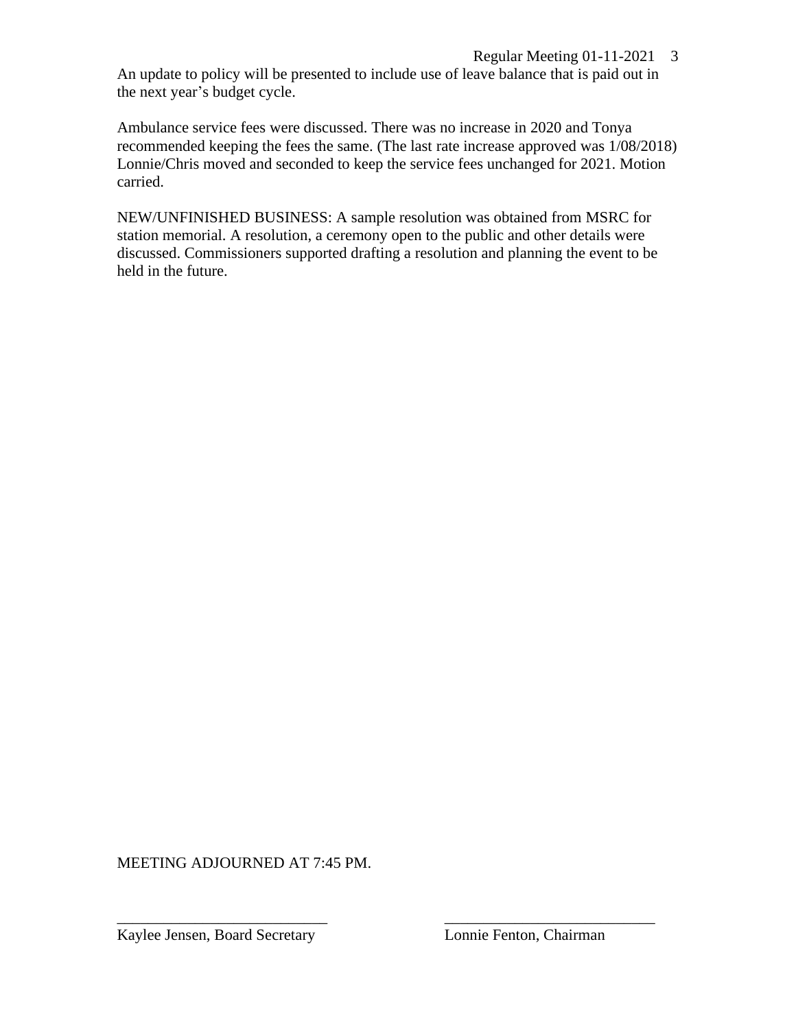An update to policy will be presented to include use of leave balance that is paid out in the next year's budget cycle.

Ambulance service fees were discussed. There was no increase in 2020 and Tonya recommended keeping the fees the same. (The last rate increase approved was 1/08/2018) Lonnie/Chris moved and seconded to keep the service fees unchanged for 2021. Motion carried.

NEW/UNFINISHED BUSINESS: A sample resolution was obtained from MSRC for station memorial. A resolution, a ceremony open to the public and other details were discussed. Commissioners supported drafting a resolution and planning the event to be held in the future.

MEETING ADJOURNED AT 7:45 PM.

___________________________ ___________________________

Kaylee Jensen, Board Secretary Lonnie Fenton, Chairman